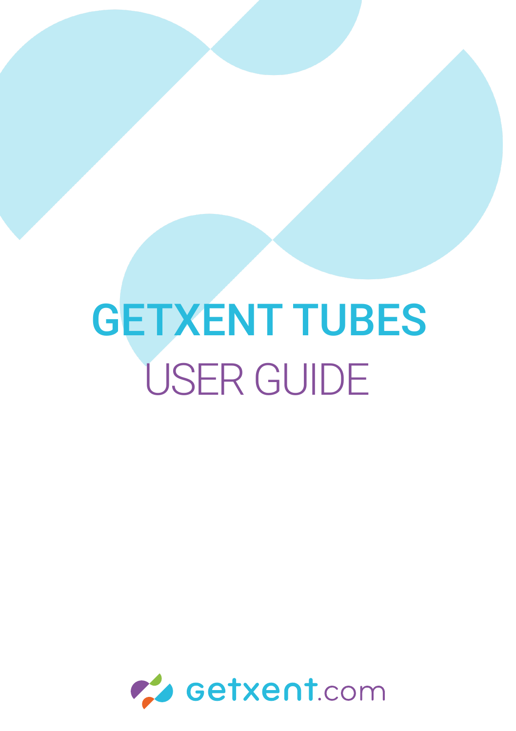# GETXENT TUBES

## USER GUIDE

getxent.com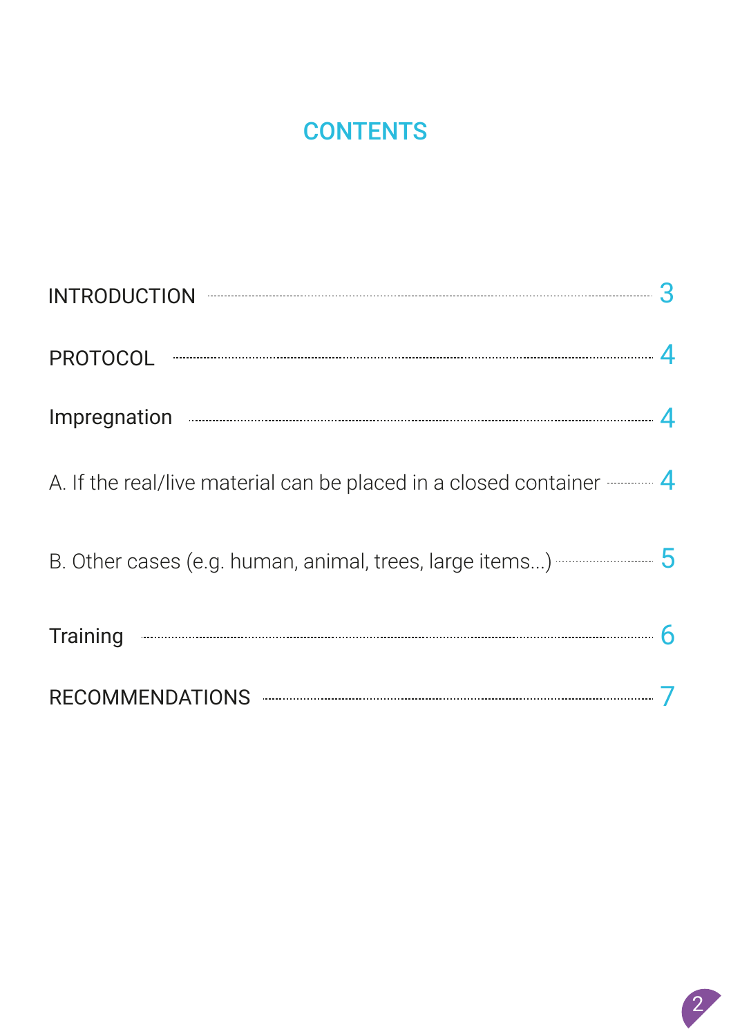# CONTENTS

INTRODUCTION ........ 3

PROTOCOL ........ 4

Impregnation ........ 4

A. If the real/live material can be placed in a closed container ........ 4

B. Other cases (e.g. human, animal, trees, large items...) ........ 5

Training ........ 6

RECOMMENDATIONS ........ 7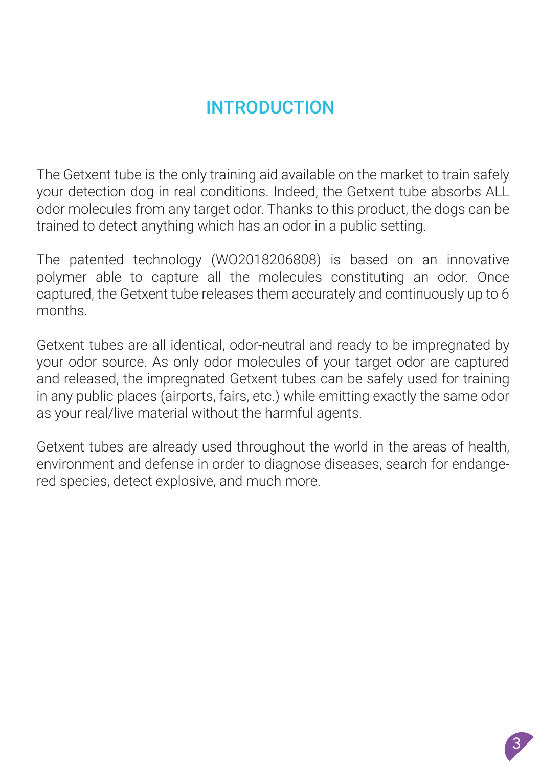# INTRODUCTION

The Getxent tube is the only training aid available on the market to train safely your detection dog in real conditions. Indeed, the Getxent tube absorbs ALL odor molecules from any target odor. Thanks to this product, the dogs can be trained to detect anything which has an odor in a public setting.

The patented technology (WO2018206808) is based on an innovative polymer able to capture all the molecules constituting an odor. Once captured, the Getxent tube releases them accurately and continuously up to 6 months.

Getxent tubes are all identical, odor-neutral and ready to be impregnated by your odor source. As only odor molecules of your target odor are captured and released, the impregnated Getxent tubes can be safely used for training in any public places (airports, fairs, etc.) while emitting exactly the same odor as your real/live material without the harmful agents.

Getxent tubes are already used throughout the world in the areas of health, environment and defense in order to diagnose diseases, search for endangered species, detect explosive, and much more.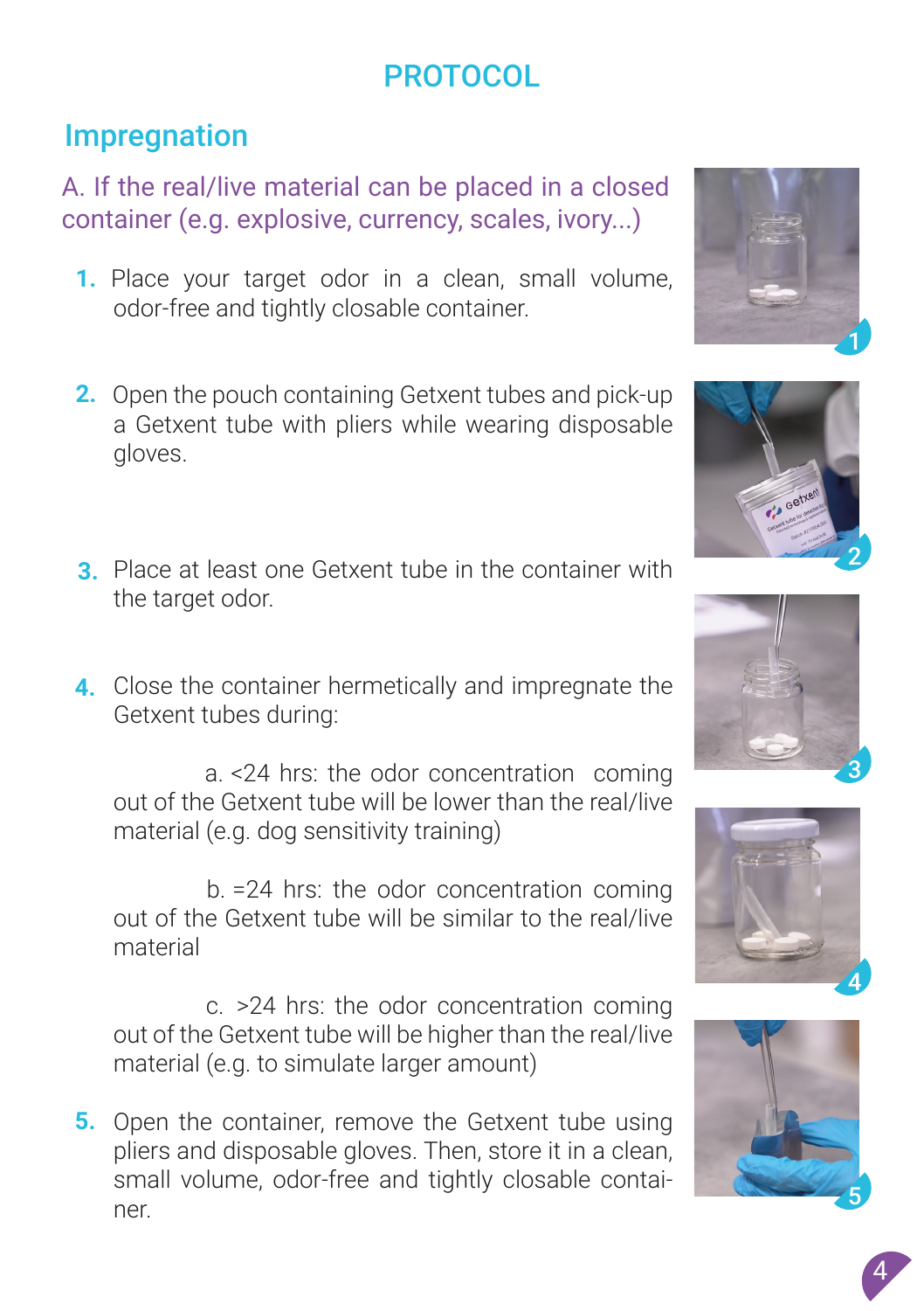# PROTOCOL

## Impregnation

### A. If the real/live material can be placed in a closed container (e.g. explosive, currency, scales, ivory...)

1. Place your target odor in a clean, small volume, odor-free and tightly closable container.

2. Open the pouch containing Getxent tubes and pick-up a Getxent tube with pliers while wearing disposable gloves.

3. Place at least one Getxent tube in the container with the target odor.

4. Close the container hermetically and impregnate the Getxent tubes during:

   a. <24 hrs: the odor concentration coming out of the Getxent tube will be lower than the real/live material (e.g. dog sensitivity training)

   b. =24 hrs: the odor concentration coming out of the Getxent tube will be similar to the real/live material

   c. >24 hrs: the odor concentration coming out of the Getxent tube will be higher than the real/live material (e.g. to simulate larger amount)

5. Open the container, remove the Getxent tube using pliers and disposable gloves. Then, store it in a clean, small volume, odor-free and tightly closable container.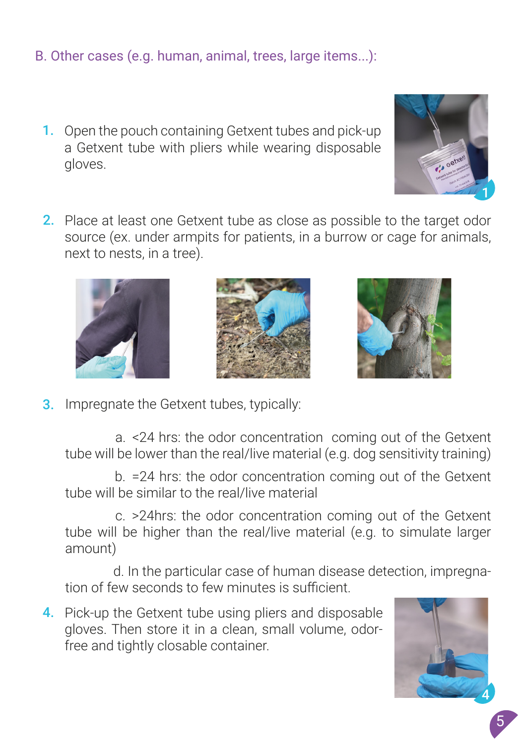## B. Other cases (e.g. human, animal, trees, large items...):

1. Open the pouch containing Getxent tubes and pick-up a Getxent tube with pliers while wearing disposable gloves.

2. Place at least one Getxent tube as close as possible to the target odor source (ex. under armpits for patients, in a burrow or cage for animals, next to nests, in a tree).

3. Impregnate the Getxent tubes, typically:

   a. <24 hrs: the odor concentration coming out of the Getxent tube will be lower than the real/live material (e.g. dog sensitivity training)

   b. =24 hrs: the odor concentration coming out of the Getxent tube will be similar to the real/live material

   c. >24hrs: the odor concentration coming out of the Getxent tube will be higher than the real/live material (e.g. to simulate larger amount)

   d. In the particular case of human disease detection, impregnation of few seconds to few minutes is sufficient.

4. Pick-up the Getxent tube using pliers and disposable gloves. Then store it in a clean, small volume, odor-free and tightly closable container.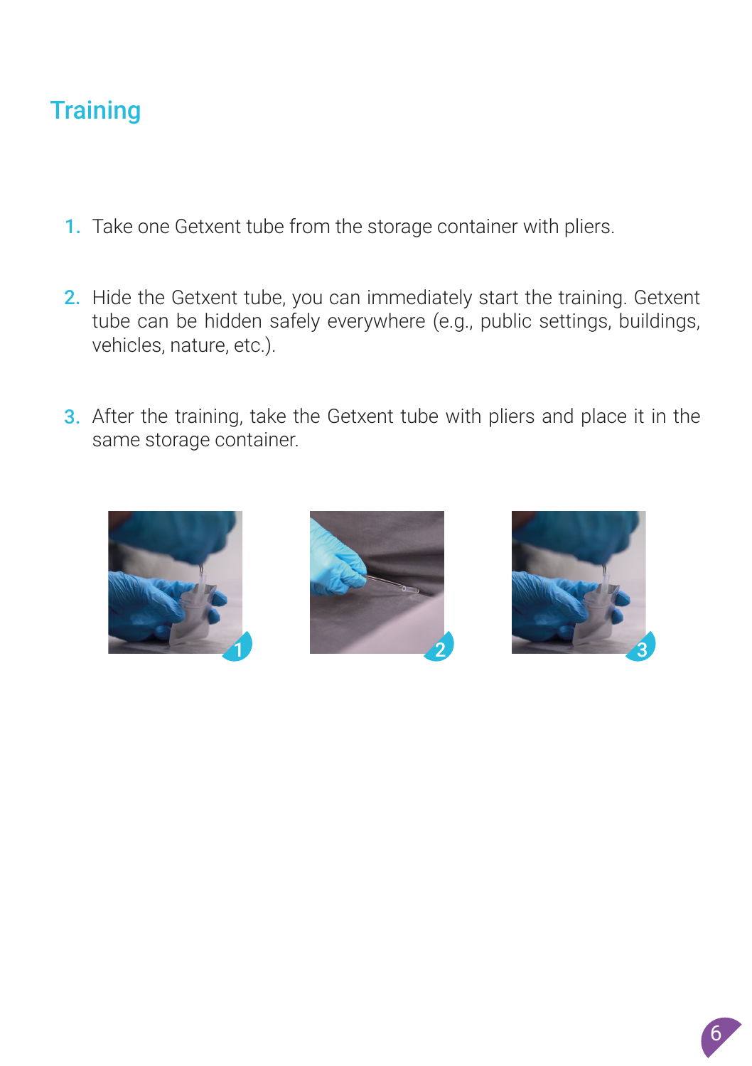## Training

1. Take one Getxent tube from the storage container with pliers.

2. Hide the Getxent tube, you can immediately start the training. Getxent tube can be hidden safely everywhere (e.g., public settings, buildings, vehicles, nature, etc.).

3. After the training, take the Getxent tube with pliers and place it in the same storage container.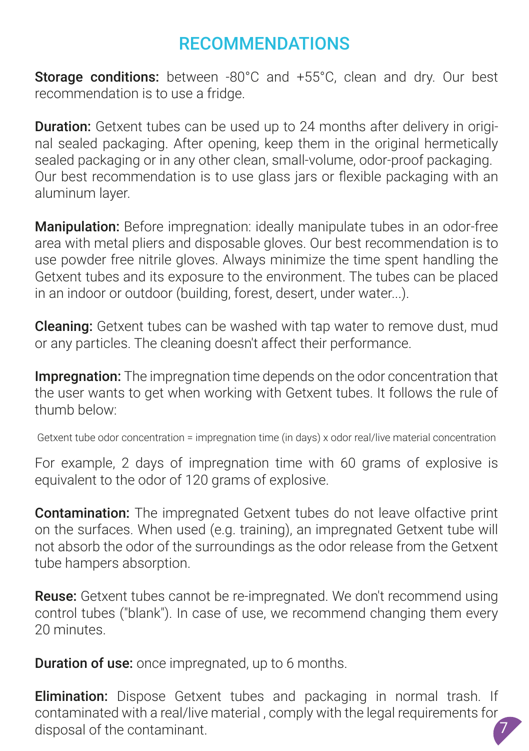# RECOMMENDATIONS

**Storage conditions:** between -80°C and +55°C, clean and dry. Our best recommendation is to use a fridge.

**Duration:** Getxent tubes can be used up to 24 months after delivery in original sealed packaging. After opening, keep them in the original hermetically sealed packaging or in any other clean, small-volume, odor-proof packaging. Our best recommendation is to use glass jars or flexible packaging with an aluminum layer.

**Manipulation:** Before impregnation: ideally manipulate tubes in an odor-free area with metal pliers and disposable gloves. Our best recommendation is to use powder free nitrile gloves. Always minimize the time spent handling the Getxent tubes and its exposure to the environment. The tubes can be placed in an indoor or outdoor (building, forest, desert, under water...).

**Cleaning:** Getxent tubes can be washed with tap water to remove dust, mud or any particles. The cleaning doesn't affect their performance.

**Impregnation:** The impregnation time depends on the odor concentration that the user wants to get when working with Getxent tubes. It follows the rule of thumb below:

Getxent tube odor concentration = impregnation time (in days) x odor real/live material concentration

For example, 2 days of impregnation time with 60 grams of explosive is equivalent to the odor of 120 grams of explosive.

**Contamination:** The impregnated Getxent tubes do not leave olfactive print on the surfaces. When used (e.g. training), an impregnated Getxent tube will not absorb the odor of the surroundings as the odor release from the Getxent tube hampers absorption.

**Reuse:** Getxent tubes cannot be re-impregnated. We don't recommend using control tubes ("blank"). In case of use, we recommend changing them every 20 minutes.

**Duration of use:** once impregnated, up to 6 months.

**Elimination:** Dispose Getxent tubes and packaging in normal trash. If contaminated with a real/live material , comply with the legal requirements for disposal of the contaminant.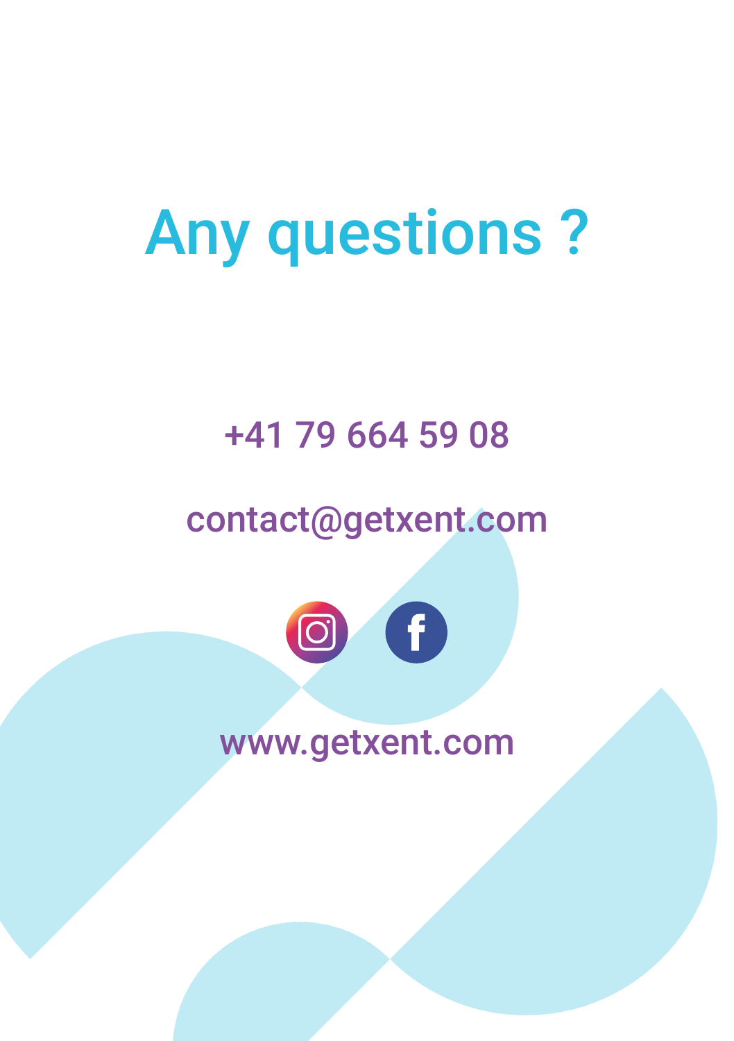# Any questions ?

+41 79 664 59 08

contact@getxent.com

www.getxent.com